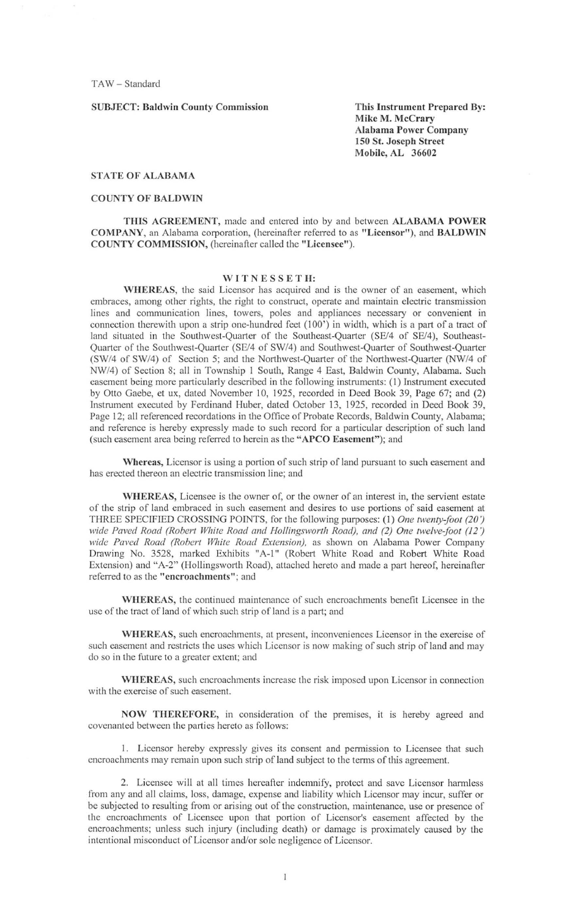TAW – Standard

**SUBJECT: Baldwin County Commission**

**This Instrument Prepared By:**
**Mike M. McCrary**
**Alabama Power Company**
**150 St. Joseph Street**
**Mobile, AL 36602**

STATE OF ALABAMA

COUNTY OF BALDWIN

**THIS AGREEMENT,** made and entered into by and between **ALABAMA POWER COMPANY**, an Alabama corporation, (hereinafter referred to as **"Licensor"**), and **BALDWIN COUNTY COMMISSION,** (hereinafter called the **"Licensee"**).

**W I T N E S S E T H:**

**WHEREAS,** the said Licensor has acquired and is the owner of an easement, which embraces, among other rights, the right to construct, operate and maintain electric transmission lines and communication lines, towers, poles and appliances necessary or convenient in connection therewith upon a strip one-hundred feet (100') in width, which is a part of a tract of land situated in the Southwest-Quarter of the Southeast-Quarter (SE/4 of SE/4), Southeast-Quarter of the Southwest-Quarter (SE/4 of SW/4) and Southwest-Quarter of Southwest-Quarter (SW/4 of SW/4) of Section 5; and the Northwest-Quarter of the Northwest-Quarter (NW/4 of NW/4) of Section 8; all in Township 1 South, Range 4 East, Baldwin County, Alabama. Such easement being more particularly described in the following instruments: (1) Instrument executed by Otto Gaebe, et ux, dated November 10, 1925, recorded in Deed Book 39, Page 67; and (2) Instrument executed by Ferdinand Huber, dated October 13, 1925, recorded in Deed Book 39, Page 12; all referenced recordations in the Office of Probate Records, Baldwin County, Alabama; and reference is hereby expressly made to such record for a particular description of such land (such easement area being referred to herein as the **"APCO Easement"**); and

**Whereas,** Licensor is using a portion of such strip of land pursuant to such easement and has erected thereon an electric transmission line; and

**WHEREAS,** Licensee is the owner of, or the owner of an interest in, the servient estate of the strip of land embraced in such easement and desires to use portions of said easement at THREE SPECIFIED CROSSING POINTS, for the following purposes: (1) *One twenty-foot (20') wide Paved Road (Robert White Road and Hollingsworth Road), and (2) One twelve-foot (12') wide Paved Road (Robert White Road Extension),* as shown on Alabama Power Company Drawing No. 3528, marked Exhibits "A-1" (Robert White Road and Robert White Road Extension) and "A-2" (Hollingsworth Road), attached hereto and made a part hereof, hereinafter referred to as the **"encroachments"**; and

**WHEREAS,** the continued maintenance of such encroachments benefit Licensee in the use of the tract of land of which such strip of land is a part; and

**WHEREAS,** such encroachments, at present, inconveniences Licensor in the exercise of such easement and restricts the uses which Licensor is now making of such strip of land and may do so in the future to a greater extent; and

**WHEREAS,** such encroachments increase the risk imposed upon Licensor in connection with the exercise of such easement.

**NOW THEREFORE,** in consideration of the premises, it is hereby agreed and covenanted between the parties hereto as follows:

1. Licensor hereby expressly gives its consent and permission to Licensee that such encroachments may remain upon such strip of land subject to the terms of this agreement.

2. Licensee will at all times hereafter indemnify, protect and save Licensor harmless from any and all claims, loss, damage, expense and liability which Licensor may incur, suffer or be subjected to resulting from or arising out of the construction, maintenance, use or presence of the encroachments of Licensee upon that portion of Licensor's easement affected by the encroachments; unless such injury (including death) or damage is proximately caused by the intentional misconduct of Licensor and/or sole negligence of Licensor.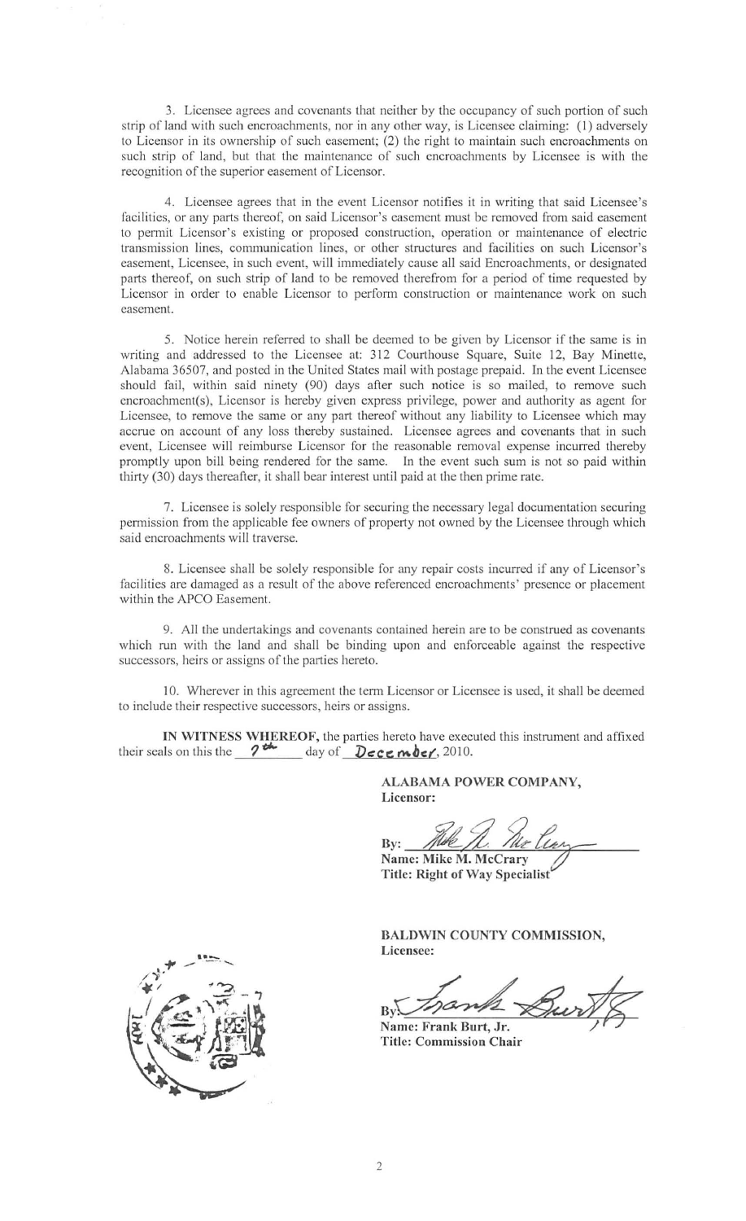3. Licensee agrees and covenants that neither by the occupancy of such portion of such strip of land with such encroachments, nor in any other way, is Licensee claiming: (1) adversely to Licensor in its ownership of such easement; (2) the right to maintain such encroachments on such strip of land, but that the maintenance of such encroachments by Licensee is with the recognition of the superior easement of Licensor.

4. Licensee agrees that in the event Licensor notifies it in writing that said Licensee's facilities, or any parts thereof, on said Licensor's easement must be removed from said easement to permit Licensor's existing or proposed construction, operation or maintenance of electric transmission lines, communication lines, or other structures and facilities on such Licensor's easement, Licensee, in such event, will immediately cause all said Encroachments, or designated parts thereof, on such strip of land to be removed therefrom for a period of time requested by Licensor in order to enable Licensor to perform construction or maintenance work on such easement.

5. Notice herein referred to shall be deemed to be given by Licensor if the same is in writing and addressed to the Licensee at: 312 Courthouse Square, Suite 12, Bay Minette, Alabama 36507, and posted in the United States mail with postage prepaid. In the event Licensee should fail, within said ninety (90) days after such notice is so mailed, to remove such encroachment(s), Licensor is hereby given express privilege, power and authority as agent for Licensee, to remove the same or any part thereof without any liability to Licensee which may accrue on account of any loss thereby sustained. Licensee agrees and covenants that in such event, Licensee will reimburse Licensor for the reasonable removal expense incurred thereby promptly upon bill being rendered for the same. In the event such sum is not so paid within thirty (30) days thereafter, it shall bear interest until paid at the then prime rate.

7. Licensee is solely responsible for securing the necessary legal documentation securing permission from the applicable fee owners of property not owned by the Licensee through which said encroachments will traverse.

8. Licensee shall be solely responsible for any repair costs incurred if any of Licensor's facilities are damaged as a result of the above referenced encroachments' presence or placement within the APCO Easement.

9. All the undertakings and covenants contained herein are to be construed as covenants which run with the land and shall be binding upon and enforceable against the respective successors, heirs or assigns of the parties hereto.

10. Wherever in this agreement the term Licensor or Licensee is used, it shall be deemed to include their respective successors, heirs or assigns.

**IN WITNESS WHEREOF,** the parties hereto have executed this instrument and affixed their seals on this the 7th day of December, 2010.

**ALABAMA POWER COMPANY,**
**Licensor:**

By: *[signature]*
**Name: Mike M. McCrary**
**Title: Right of Way Specialist**

**BALDWIN COUNTY COMMISSION,**
**Licensee:**

By: *[signature]*
**Name: Frank Burt, Jr.**
**Title: Commission Chair**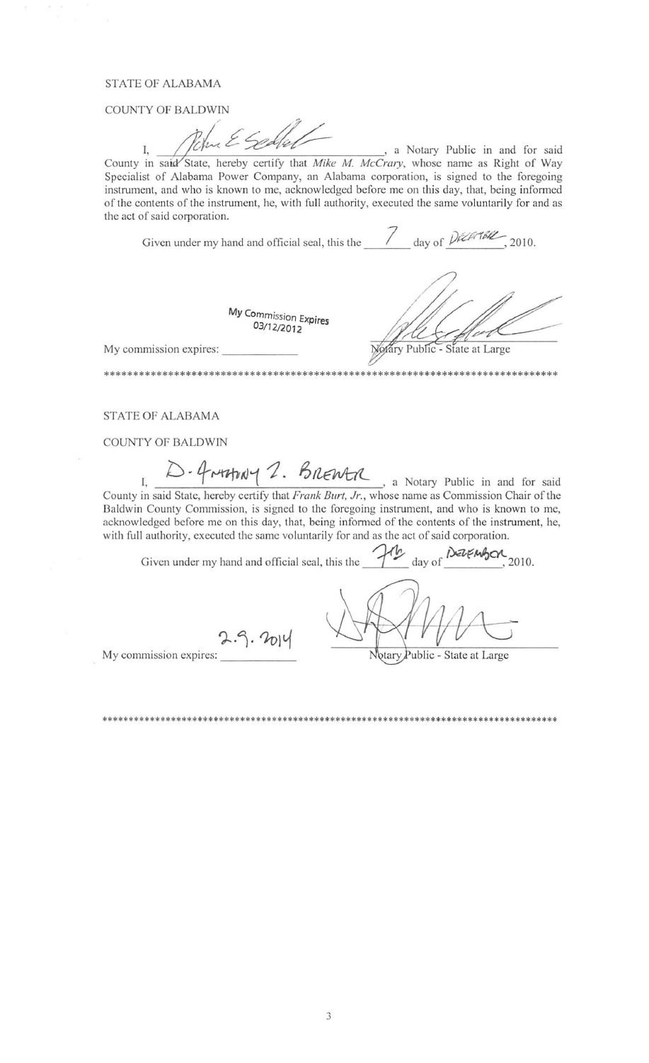STATE OF ALABAMA

COUNTY OF BALDWIN

I, John E. Seifert, a Notary Public in and for said County in said State, hereby certify that *Mike M. McCrary*, whose name as Right of Way Specialist of Alabama Power Company, an Alabama corporation, is signed to the foregoing instrument, and who is known to me, acknowledged before me on this day, that, being informed of the contents of the instrument, he, with full authority, executed the same voluntarily for and as the act of said corporation.

Given under my hand and official seal, this the 7 day of December, 2010.

My Commission Expires 03/12/2012

My commission expires: \_\_\_\_\_\_\_\_\_\_\_\_

Notary Public - State at Large

\*\*\*\*\*\*\*\*\*\*\*\*\*\*\*\*\*\*\*\*\*\*\*\*\*\*\*\*\*\*\*\*\*\*\*\*\*\*\*\*\*\*\*\*\*\*\*\*\*\*\*\*\*\*\*\*\*\*\*\*\*\*\*\*\*\*\*\*\*\*\*\*\*\*\*\*\*\*\*\*\*\*

STATE OF ALABAMA

COUNTY OF BALDWIN

I, D. Anthony L. Brewer, a Notary Public in and for said County in said State, hereby certify that *Frank Burt, Jr.*, whose name as Commission Chair of the Baldwin County Commission, is signed to the foregoing instrument, and who is known to me, acknowledged before me on this day, that, being informed of the contents of the instrument, he, with full authority, executed the same voluntarily for and as the act of said corporation.

Given under my hand and official seal, this the 7th day of December, 2010.

My commission expires: 2.9.2014

Notary Public - State at Large

\*\*\*\*\*\*\*\*\*\*\*\*\*\*\*\*\*\*\*\*\*\*\*\*\*\*\*\*\*\*\*\*\*\*\*\*\*\*\*\*\*\*\*\*\*\*\*\*\*\*\*\*\*\*\*\*\*\*\*\*\*\*\*\*\*\*\*\*\*\*\*\*\*\*\*\*\*\*\*\*\*\*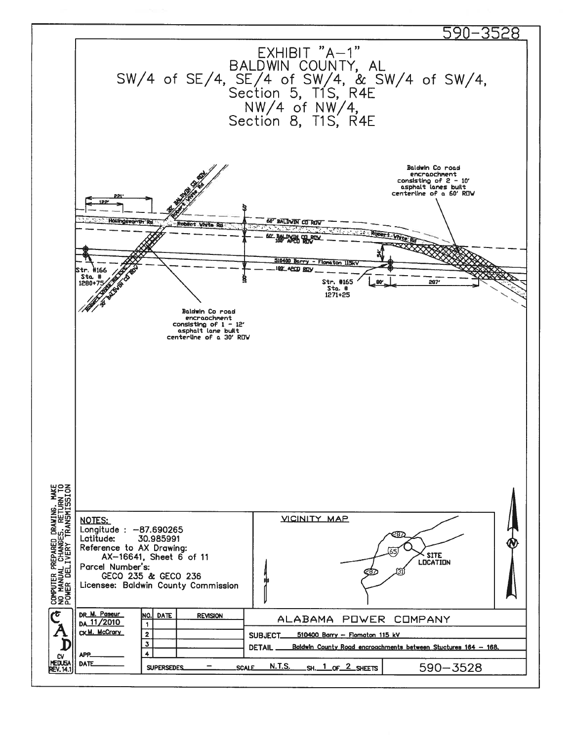590-3528

# EXHIBIT "A-1"
# BALDWIN COUNTY, AL
# SW/4 of SE/4, SE/4 of SW/4, & SW/4 of SW/4, Section 5, T1S, R4E
# NW/4 of NW/4, Section 8, T1S, R4E

221'

122'

30' BALDWIN CO ROW

Robert White Rd

Hollingsworth Rd

Robert White Rd

60'

60' BALDWIN CO ROW

60' BALDWIN CO ROW
100' APCO ROW

Robert White Rd

54'

510400 Barry – Flomaton 115kV

100' APCO ROW

100'

Str. #166
Sta. # 1280+75

Robert White Rd (Ex.)

30' BALDWIN CO ROW

Str. #165
Sta. # 1271+25

80'

287'

Baldwin Co road encroachment consisting of 1 – 12' asphalt lane built centerline of a 30' ROW

Baldwin Co road encroachment consisting of 2 – 10' asphalt lanes built centerline of a 60' ROW

COMPUTER PREPARED DRAWING. MAKE NO MANUAL CHANGES. RETURN TO POWER DELIVERY TRANSMISSION

**NOTES:**

Longitude : –87.690265
Latitude: 30.985991
Reference to AX Drawing:
AX–16641, Sheet 6 of 11
Parcel Number's:
GECO 235 & GECO 236
Licensee: Baldwin County Commission

VICINITY MAP

287, 65, 287, 31

SITE LOCATION

N

| DR M. Paseur | NO. | DATE | REVISION | ALABAMA POWER COMPANY |
|---|---|---|---|---|
| DA 11/2010 | 1 | | | |
| CK M. McCrary | 2 | | | SUBJECT 510400 Barry – Flomaton 115 kV |
| | 3 | | | DETAIL Baldwin County Road encroachments between Stuctures 164 – 168. |
| APP | 4 | | | |
| DATE | SUPERSEDES – | SCALE N.T.S. | SH. 1 OF 2 SHEETS | 590–3528 |

CAD CV MEDUSA REV. 14.1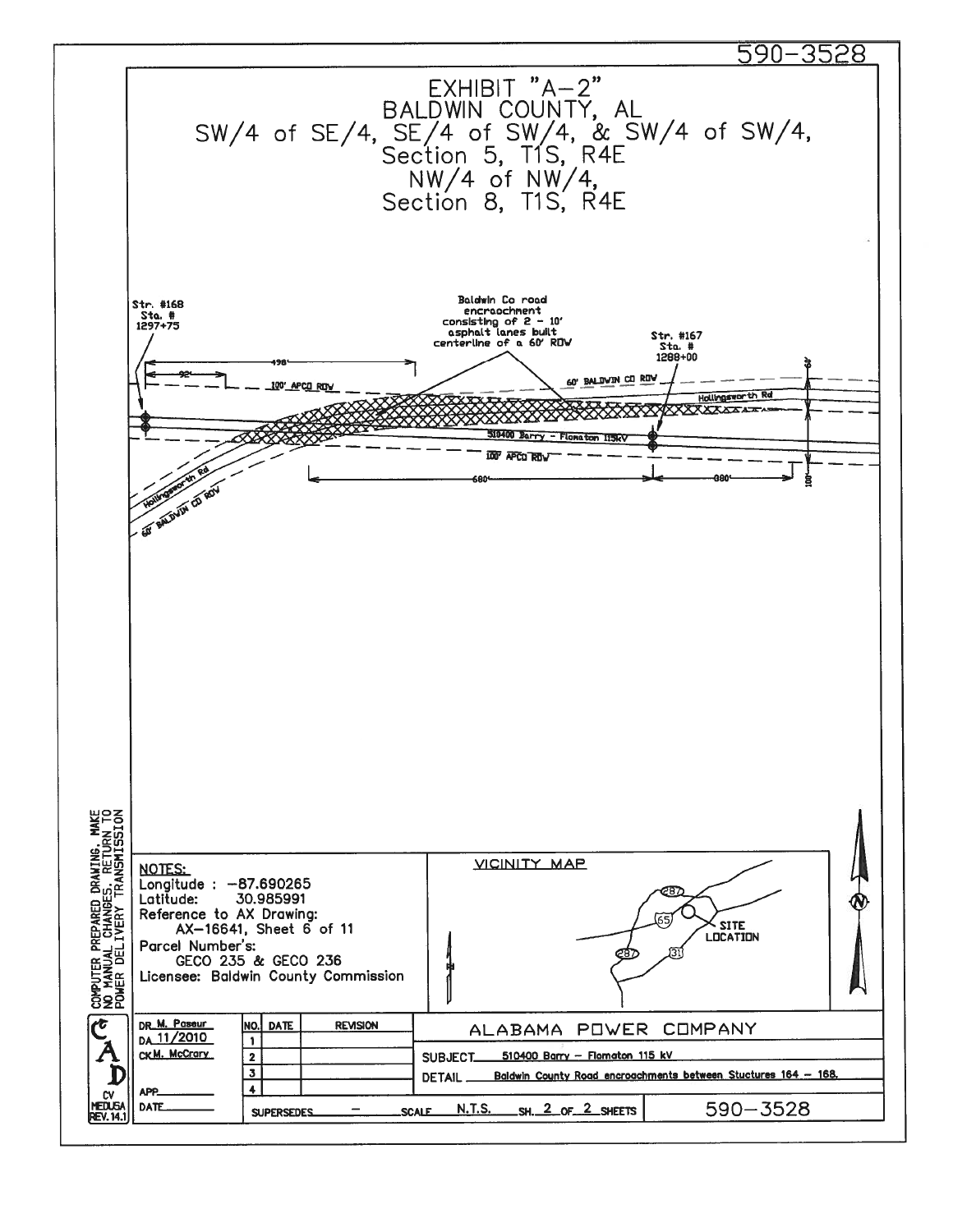590-3528

# EXHIBIT "A-2"
## BALDWIN COUNTY, AL
## SW/4 of SE/4, SE/4 of SW/4, & SW/4 of SW/4, Section 5, T1S, R4E
## NW/4 of NW/4, Section 8, T1S, R4E

Str. #168
Sta. # 1297+75

Baldwin Co road encroachment consisting of 2 - 10' asphalt lanes built centerline of a 60' ROW

Str. #167
Sta. # 1288+00

498'

92'

100' APCO ROW

60' BALDWIN CO ROW

Hollingsworth Rd

510400 Barry - Flomaton 115kV

100' APCO ROW

680'

880'

60'

100'

Hollingsworth Rd

60' BALDWIN CO ROW

COMPUTER PREPARED DRAWING. MAKE NO MANUAL CHANGES. RETURN TO POWER DELIVERY TRANSMISSION

**NOTES:**
Longitude : -87.690265
Latitude: 30.985991
Reference to AX Drawing:
AX-16641, Sheet 6 of 11
Parcel Number's:
GECO 235 & GECO 236
Licensee: Baldwin County Commission

VICINITY MAP

287
65
SITE LOCATION
287
31

N

| | | | |
|---|---|---|---|
| DR M. Paseur | NO. | DATE | REVISION |
| DA 11/2010 | 1 | | |
| CK M. McCrary | 2 | | |
| | 3 | | |
| APP | 4 | | |
| DATE | | | |

ALABAMA POWER COMPANY

SUBJECT 510400 Barry - Flomaton 115 kV

DETAIL Baldwin County Road encroachments between Stuctures 164 - 168.

SUPERSEDES — SCALE N.T.S. SH. 2 OF 2 SHEETS 590-3528

CAD CV MEDUSA REV. 14.1